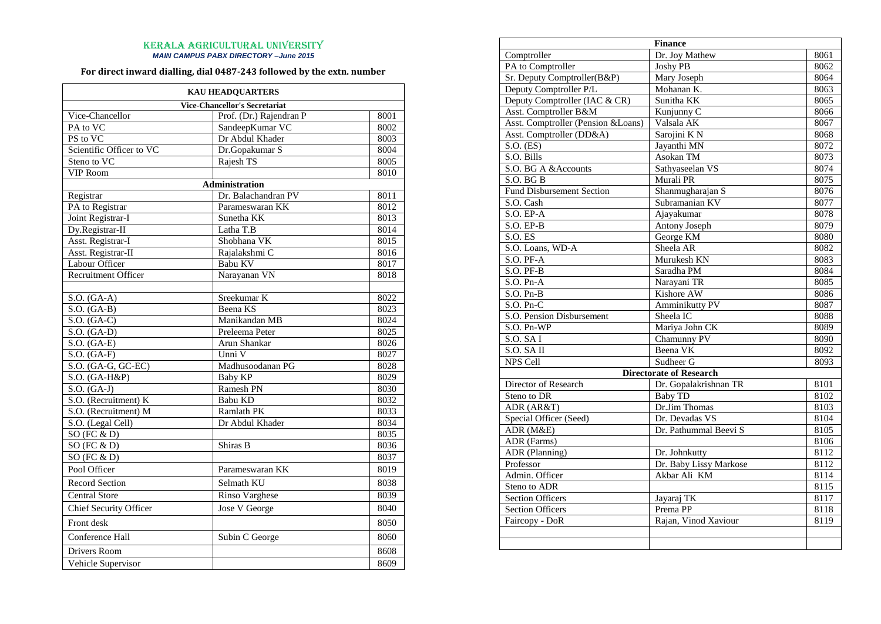# KERALA AGRICULTURAL UNIVERSITY

***MAIN CAMPUS PABX DIRECTORY –June 2015***

**For direct inward dialling, dial 0487-243 followed by the extn. number**

| KAU HEADQUARTERS | | |
|---|---|---|
| **Vice-Chancellor's Secretariat** | | |
| Vice-Chancellor | Prof. (Dr.) Rajendran P | 8001 |
| PA to VC | SandeepKumar VC | 8002 |
| PS to VC | Dr Abdul Khader | 8003 |
| Scientific Officer to VC | Dr.Gopakumar S | 8004 |
| Steno to VC | Rajesh TS | 8005 |
| VIP Room | | 8010 |
| **Administration** | | |
| Registrar | Dr. Balachandran PV | 8011 |
| PA to Registrar | Parameswaran KK | 8012 |
| Joint Registrar-I | Sunetha KK | 8013 |
| Dy.Registrar-II | Latha T.B | 8014 |
| Asst. Registrar-I | Shobhana VK | 8015 |
| Asst. Registrar-II | Rajalakshmi C | 8016 |
| Labour Officer | Babu KV | 8017 |
| Recruitment Officer | Narayanan VN | 8018 |
| | | |
| S.O. (GA-A) | Sreekumar K | 8022 |
| S.O. (GA-B) | Beena KS | 8023 |
| S.O. (GA-C) | Manikandan MB | 8024 |
| S.O. (GA-D) | Preleema Peter | 8025 |
| S.O. (GA-E) | Arun Shankar | 8026 |
| S.O. (GA-F) | Unni V | 8027 |
| S.O. (GA-G, GC-EC) | Madhusoodanan PG | 8028 |
| S.O. (GA-H&P) | Baby KP | 8029 |
| S.O. (GA-J) | Ramesh PN | 8030 |
| S.O. (Recruitment) K | Babu KD | 8032 |
| S.O. (Recruitment) M | Ramlath PK | 8033 |
| S.O. (Legal Cell) | Dr Abdul Khader | 8034 |
| SO (FC & D) | | 8035 |
| SO (FC & D) | Shiras B | 8036 |
| SO (FC & D) | | 8037 |
| Pool Officer | Parameswaran KK | 8019 |
| Record Section | Selmath KU | 8038 |
| Central Store | Rinso Varghese | 8039 |
| Chief Security Officer | Jose V George | 8040 |
| Front desk | | 8050 |
| Conference Hall | Subin C George | 8060 |
| Drivers Room | | 8608 |
| Vehicle Supervisor | | 8609 |

| Finance | | |
|---|---|---|
| Comptroller | Dr. Joy Mathew | 8061 |
| PA to Comptroller | Joshy PB | 8062 |
| Sr. Deputy Comptroller(B&P) | Mary Joseph | 8064 |
| Deputy Comptroller P/L | Mohanan K. | 8063 |
| Deputy Comptroller (IAC & CR) | Sunitha KK | 8065 |
| Asst. Comptroller B&M | Kunjunny C | 8066 |
| Asst. Comptroller (Pension &Loans) | Valsala AK | 8067 |
| Asst. Comptroller (DD&A) | Sarojini K N | 8068 |
| S.O. (ES) | Jayanthi MN | 8072 |
| S.O. Bills | Asokan TM | 8073 |
| S.O. BG A &Accounts | Sathyaseelan VS | 8074 |
| S.O. BG B | Murali PR | 8075 |
| Fund Disbursement Section | Shanmugharajan S | 8076 |
| S.O. Cash | Subramanian KV | 8077 |
| S.O. EP-A | Ajayakumar | 8078 |
| S.O. EP-B | Antony Joseph | 8079 |
| S.O. ES | George KM | 8080 |
| S.O. Loans, WD-A | Sheela AR | 8082 |
| S.O. PF-A | Murukesh KN | 8083 |
| S.O. PF-B | Saradha PM | 8084 |
| S.O. Pn-A | Narayani TR | 8085 |
| S.O. Pn-B | Kishore AW | 8086 |
| S.O. Pn-C | Amminikutty PV | 8087 |
| S.O. Pension Disbursement | Sheela IC | 8088 |
| S.O. Pn-WP | Mariya John CK | 8089 |
| S.O. SA I | Chamunny PV | 8090 |
| S.O. SA II | Beena VK | 8092 |
| NPS Cell | Sudheer G | 8093 |
| **Directorate of Research** | | |
| Director of Research | Dr. Gopalakrishnan TR | 8101 |
| Steno to DR | Baby TD | 8102 |
| ADR (AR&T) | Dr.Jim Thomas | 8103 |
| Special Officer (Seed) | Dr. Devadas VS | 8104 |
| ADR (M&E) | Dr. Pathummal Beevi S | 8105 |
| ADR (Farms) | | 8106 |
| ADR (Planning) | Dr. Johnkutty | 8112 |
| Professor | Dr. Baby Lissy Markose | 8112 |
| Admin. Officer | Akbar Ali KM | 8114 |
| Steno to ADR | | 8115 |
| Section Officers | Jayaraj TK | 8117 |
| Section Officers | Prema PP | 8118 |
| Faircopy - DoR | Rajan, Vinod Xaviour | 8119 |
| | | |
| | | |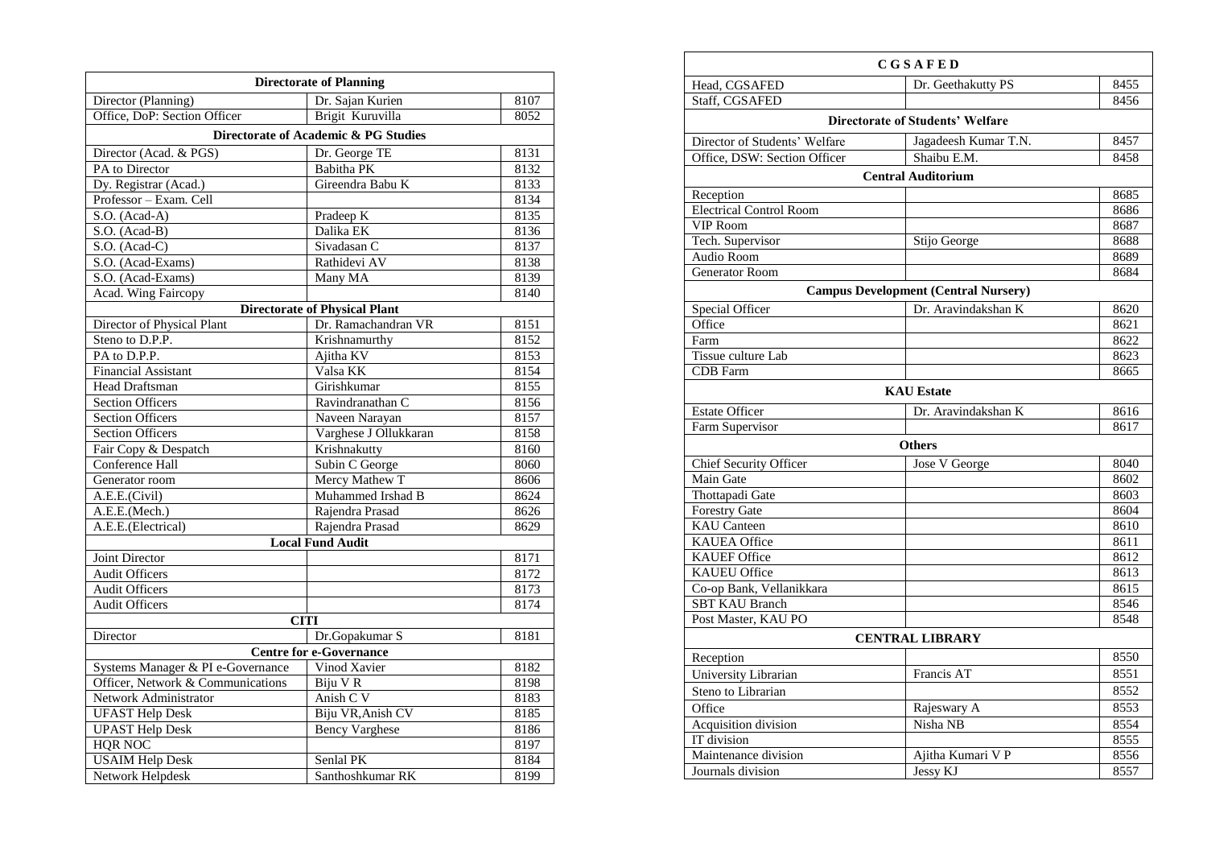| Directorate of Planning | | |
| --- | --- | --- |
| Director (Planning) | Dr. Sajan Kurien | 8107 |
| Office, DoP: Section Officer | Brigit Kuruvilla | 8052 |
| **Directorate of Academic & PG Studies** | | |
| Director (Acad. & PGS) | Dr. George TE | 8131 |
| PA to Director | Babitha PK | 8132 |
| Dy. Registrar (Acad.) | Gireendra Babu K | 8133 |
| Professor – Exam. Cell | | 8134 |
| S.O. (Acad-A) | Pradeep K | 8135 |
| S.O. (Acad-B) | Dalika EK | 8136 |
| S.O. (Acad-C) | Sivadasan C | 8137 |
| S.O. (Acad-Exams) | Rathidevi AV | 8138 |
| S.O. (Acad-Exams) | Many MA | 8139 |
| Acad. Wing Faircopy | | 8140 |
| **Directorate of Physical Plant** | | |
| Director of Physical Plant | Dr. Ramachandran VR | 8151 |
| Steno to D.P.P. | Krishnamurthy | 8152 |
| PA to D.P.P. | Ajitha KV | 8153 |
| Financial Assistant | Valsa KK | 8154 |
| Head Draftsman | Girishkumar | 8155 |
| Section Officers | Ravindranathan C | 8156 |
| Section Officers | Naveen Narayan | 8157 |
| Section Officers | Varghese J Ollukkaran | 8158 |
| Fair Copy & Despatch | Krishnakutty | 8160 |
| Conference Hall | Subin C George | 8060 |
| Generator room | Mercy Mathew T | 8606 |
| A.E.E.(Civil) | Muhammed Irshad B | 8624 |
| A.E.E.(Mech.) | Rajendra Prasad | 8626 |
| A.E.E.(Electrical) | Rajendra Prasad | 8629 |
| **Local Fund Audit** | | |
| Joint Director | | 8171 |
| Audit Officers | | 8172 |
| Audit Officers | | 8173 |
| Audit Officers | | 8174 |
| **CITI** | | |
| Director | Dr.Gopakumar S | 8181 |
| **Centre for e-Governance** | | |
| Systems Manager & PI e-Governance | Vinod Xavier | 8182 |
| Officer, Network & Communications | Biju V R | 8198 |
| Network Administrator | Anish C V | 8183 |
| UFAST Help Desk | Biju VR, Anish CV | 8185 |
| UPAST Help Desk | Bency Varghese | 8186 |
| HQR NOC | | 8197 |
| USAIM Help Desk | Senlal PK | 8184 |
| Network Helpdesk | Santhoshkumar RK | 8199 |

| C G S A F E D | | |
| --- | --- | --- |
| Head, CGSAFED | Dr. Geethakutty PS | 8455 |
| Staff, CGSAFED | | 8456 |
| **Directorate of Students' Welfare** | | |
| Director of Students' Welfare | Jagadeesh Kumar T.N. | 8457 |
| Office, DSW: Section Officer | Shaibu E.M. | 8458 |
| **Central Auditorium** | | |
| Reception | | 8685 |
| Electrical Control Room | | 8686 |
| VIP Room | | 8687 |
| Tech. Supervisor | Stijo George | 8688 |
| Audio Room | | 8689 |
| Generator Room | | 8684 |
| **Campus Development (Central Nursery)** | | |
| Special Officer | Dr. Aravindakshan K | 8620 |
| Office | | 8621 |
| Farm | | 8622 |
| Tissue culture Lab | | 8623 |
| CDB Farm | | 8665 |
| **KAU Estate** | | |
| Estate Officer | Dr. Aravindakshan K | 8616 |
| Farm Supervisor | | 8617 |
| **Others** | | |
| Chief Security Officer | Jose V George | 8040 |
| Main Gate | | 8602 |
| Thottapadi Gate | | 8603 |
| Forestry Gate | | 8604 |
| KAU Canteen | | 8610 |
| KAUEA Office | | 8611 |
| KAUEF Office | | 8612 |
| KAUEU Office | | 8613 |
| Co-op Bank, Vellanikkara | | 8615 |
| SBT KAU Branch | | 8546 |
| Post Master, KAU PO | | 8548 |
| **CENTRAL LIBRARY** | | |
| Reception | | 8550 |
| University Librarian | Francis AT | 8551 |
| Steno to Librarian | | 8552 |
| Office | Rajeswary A | 8553 |
| Acquisition division | Nisha NB | 8554 |
| IT division | | 8555 |
| Maintenance division | Ajitha Kumari V P | 8556 |
| Journals division | Jessy KJ | 8557 |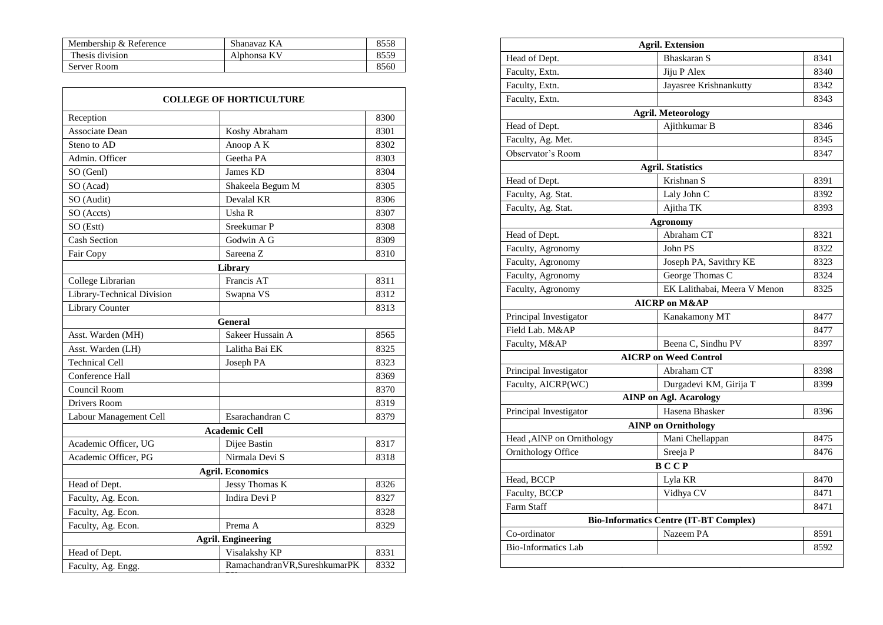| Membership & Reference | Shanavaz KA | 8558 |
|---|---|---|
| Thesis division | Alphonsa KV | 8559 |
| Server Room | | 8560 |

| COLLEGE OF HORTICULTURE | | |
|---|---|---|
| Reception | | 8300 |
| Associate Dean | Koshy Abraham | 8301 |
| Steno to AD | Anoop A K | 8302 |
| Admin. Officer | Geetha PA | 8303 |
| SO (Genl) | James KD | 8304 |
| SO (Acad) | Shakeela Begum M | 8305 |
| SO (Audit) | Devalal KR | 8306 |
| SO (Accts) | Usha R | 8307 |
| SO (Estt) | Sreekumar P | 8308 |
| Cash Section | Godwin A G | 8309 |
| Fair Copy | Sareena Z | 8310 |
| **Library** | | |
| College Librarian | Francis AT | 8311 |
| Library-Technical Division | Swapna VS | 8312 |
| Library Counter | | 8313 |
| **General** | | |
| Asst. Warden (MH) | Sakeer Hussain A | 8565 |
| Asst. Warden (LH) | Lalitha Bai EK | 8325 |
| Technical Cell | Joseph PA | 8323 |
| Conference Hall | | 8369 |
| Council Room | | 8370 |
| Drivers Room | | 8319 |
| Labour Management Cell | Esarachandran C | 8379 |
| **Academic Cell** | | |
| Academic Officer, UG | Dijee Bastin | 8317 |
| Academic Officer, PG | Nirmala Devi S | 8318 |
| **Agril. Economics** | | |
| Head of Dept. | Jessy Thomas K | 8326 |
| Faculty, Ag. Econ. | Indira Devi P | 8327 |
| Faculty, Ag. Econ. | | 8328 |
| Faculty, Ag. Econ. | Prema A | 8329 |
| **Agril. Engineering** | | |
| Head of Dept. | Visalakshy KP | 8331 |
| Faculty, Ag. Engg. | RamachandranVR,SureshkumarPK | 8332 |

| Agril. Extension | | |
|---|---|---|
| Head of Dept. | Bhaskaran S | 8341 |
| Faculty, Extn. | Jiju P Alex | 8340 |
| Faculty, Extn. | Jayasree Krishnankutty | 8342 |
| Faculty, Extn. | | 8343 |
| **Agril. Meteorology** | | |
| Head of Dept. | Ajithkumar B | 8346 |
| Faculty, Ag. Met. | | 8345 |
| Observator's Room | | 8347 |
| **Agril. Statistics** | | |
| Head of Dept. | Krishnan S | 8391 |
| Faculty, Ag. Stat. | Laly John C | 8392 |
| Faculty, Ag. Stat. | Ajitha TK | 8393 |
| **Agronomy** | | |
| Head of Dept. | Abraham CT | 8321 |
| Faculty, Agronomy | John PS | 8322 |
| Faculty, Agronomy | Joseph PA, Savithry KE | 8323 |
| Faculty, Agronomy | George Thomas C | 8324 |
| Faculty, Agronomy | EK Lalithabai, Meera V Menon | 8325 |
| **AICRP on M&AP** | | |
| Principal Investigator | Kanakamony MT | 8477 |
| Field Lab. M&AP | | 8477 |
| Faculty, M&AP | Beena C, Sindhu PV | 8397 |
| **AICRP on Weed Control** | | |
| Principal Investigator | Abraham CT | 8398 |
| Faculty, AICRP(WC) | Durgadevi KM, Girija T | 8399 |
| **AINP on Agl. Acarology** | | |
| Principal Investigator | Hasena Bhasker | 8396 |
| **AINP on Ornithology** | | |
| Head ,AINP on Ornithology | Mani Chellappan | 8475 |
| Ornithology Office | Sreeja P | 8476 |
| **B C C P** | | |
| Head, BCCP | Lyla KR | 8470 |
| Faculty, BCCP | Vidhya CV | 8471 |
| Farm Staff | | 8471 |
| **Bio-Informatics Centre (IT-BT Complex)** | | |
| Co-ordinator | Nazeem PA | 8591 |
| Bio-Informatics Lab | | 8592 |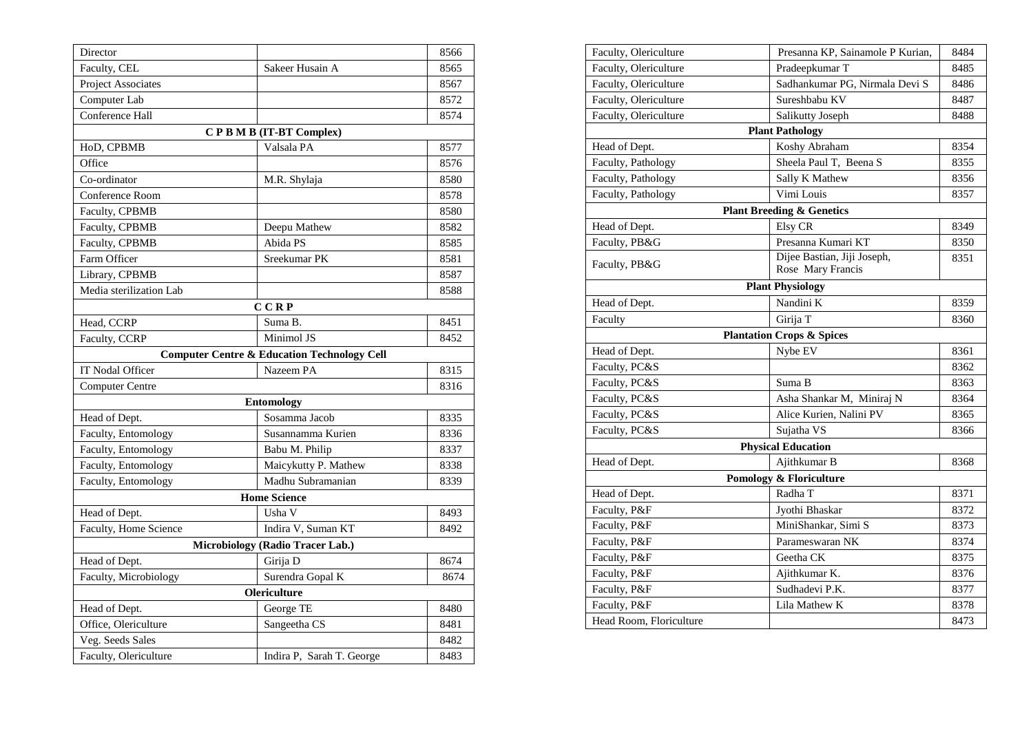| | | |
|---|---|---|
| Director | | 8566 |
| Faculty, CEL | Sakeer Husain A | 8565 |
| Project Associates | | 8567 |
| Computer Lab | | 8572 |
| Conference Hall | | 8574 |
| **C P B M B (IT-BT Complex)** | | |
| HoD, CPBMB | Valsala PA | 8577 |
| Office | | 8576 |
| Co-ordinator | M.R. Shylaja | 8580 |
| Conference Room | | 8578 |
| Faculty, CPBMB | | 8580 |
| Faculty, CPBMB | Deepu Mathew | 8582 |
| Faculty, CPBMB | Abida PS | 8585 |
| Farm Officer | Sreekumar PK | 8581 |
| Library, CPBMB | | 8587 |
| Media sterilization Lab | | 8588 |
| **C C R P** | | |
| Head, CCRP | Suma B. | 8451 |
| Faculty, CCRP | Minimol JS | 8452 |
| **Computer Centre & Education Technology Cell** | | |
| IT Nodal Officer | Nazeem PA | 8315 |
| Computer Centre | | 8316 |
| **Entomology** | | |
| Head of Dept. | Sosamma Jacob | 8335 |
| Faculty, Entomology | Susannamma Kurien | 8336 |
| Faculty, Entomology | Babu M. Philip | 8337 |
| Faculty, Entomology | Maicykutty P. Mathew | 8338 |
| Faculty, Entomology | Madhu Subramanian | 8339 |
| **Home Science** | | |
| Head of Dept. | Usha V | 8493 |
| Faculty, Home Science | Indira V, Suman KT | 8492 |
| **Microbiology (Radio Tracer Lab.)** | | |
| Head of Dept. | Girija D | 8674 |
| Faculty, Microbiology | Surendra Gopal K | 8674 |
| **Olericulture** | | |
| Head of Dept. | George TE | 8480 |
| Office, Olericulture | Sangeetha CS | 8481 |
| Veg. Seeds Sales | | 8482 |
| Faculty, Olericulture | Indira P, Sarah T. George | 8483 |
| Faculty, Olericulture | Presanna KP, Sainamole P Kurian, | 8484 |
| Faculty, Olericulture | Pradeepkumar T | 8485 |
| Faculty, Olericulture | Sadhankumar PG, Nirmala Devi S | 8486 |
| Faculty, Olericulture | Sureshbabu KV | 8487 |
| Faculty, Olericulture | Salikutty Joseph | 8488 |
| **Plant Pathology** | | |
| Head of Dept. | Koshy Abraham | 8354 |
| Faculty, Pathology | Sheela Paul T, Beena S | 8355 |
| Faculty, Pathology | Sally K Mathew | 8356 |
| Faculty, Pathology | Vimi Louis | 8357 |
| **Plant Breeding & Genetics** | | |
| Head of Dept. | Elsy CR | 8349 |
| Faculty, PB&G | Presanna Kumari KT | 8350 |
| Faculty, PB&G | Dijee Bastian, Jiji Joseph, Rose Mary Francis | 8351 |
| **Plant Physiology** | | |
| Head of Dept. | Nandini K | 8359 |
| Faculty | Girija T | 8360 |
| **Plantation Crops & Spices** | | |
| Head of Dept. | Nybe EV | 8361 |
| Faculty, PC&S | | 8362 |
| Faculty, PC&S | Suma B | 8363 |
| Faculty, PC&S | Asha Shankar M, Miniraj N | 8364 |
| Faculty, PC&S | Alice Kurien, Nalini PV | 8365 |
| Faculty, PC&S | Sujatha VS | 8366 |
| **Physical Education** | | |
| Head of Dept. | Ajithkumar B | 8368 |
| **Pomology & Floriculture** | | |
| Head of Dept. | Radha T | 8371 |
| Faculty, P&F | Jyothi Bhaskar | 8372 |
| Faculty, P&F | MiniShankar, Simi S | 8373 |
| Faculty, P&F | Parameswaran NK | 8374 |
| Faculty, P&F | Geetha CK | 8375 |
| Faculty, P&F | Ajithkumar K. | 8376 |
| Faculty, P&F | Sudhadevi P.K. | 8377 |
| Faculty, P&F | Lila Mathew K | 8378 |
| Head Room, Floriculture | | 8473 |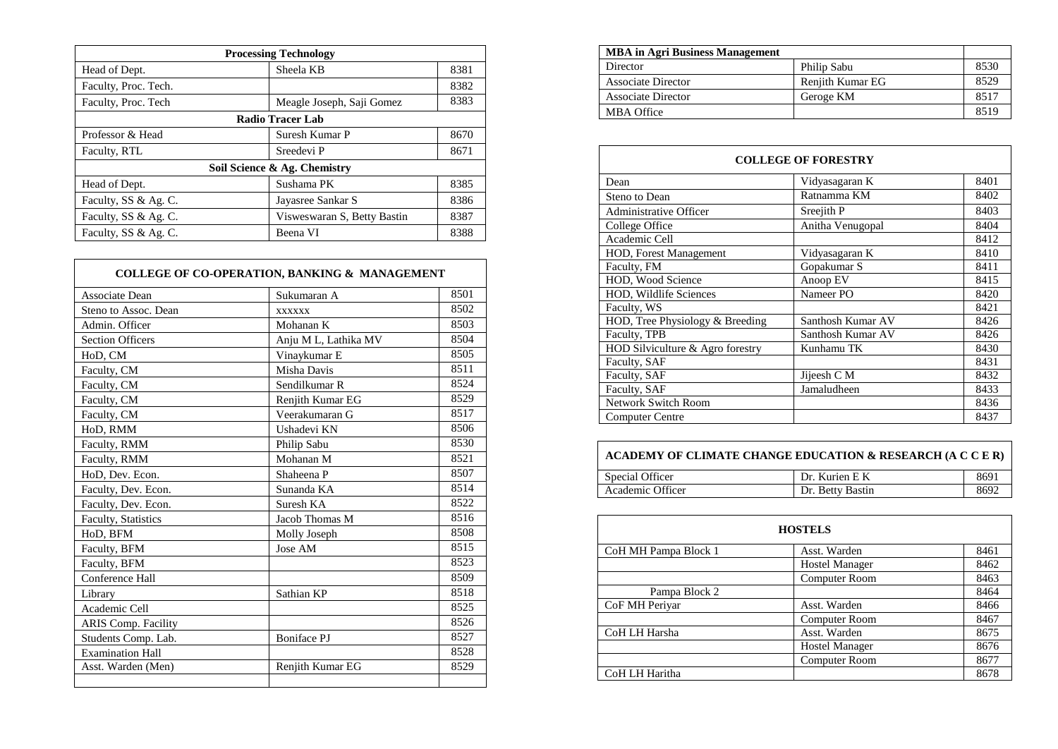| Processing Technology | | |
|---|---|---|
| Head of Dept. | Sheela KB | 8381 |
| Faculty, Proc. Tech. | | 8382 |
| Faculty, Proc. Tech | Meagle Joseph, Saji Gomez | 8383 |
| **Radio Tracer Lab** | | |
| Professor & Head | Suresh Kumar P | 8670 |
| Faculty, RTL | Sreedevi P | 8671 |
| **Soil Science & Ag. Chemistry** | | |
| Head of Dept. | Sushama PK | 8385 |
| Faculty, SS & Ag. C. | Jayasree Sankar S | 8386 |
| Faculty, SS & Ag. C. | Visweswaran S, Betty Bastin | 8387 |
| Faculty, SS & Ag. C. | Beena VI | 8388 |

| COLLEGE OF CO-OPERATION, BANKING & MANAGEMENT | | |
|---|---|---|
| Associate Dean | Sukumaran A | 8501 |
| Steno to Assoc. Dean | xxxxxx | 8502 |
| Admin. Officer | Mohanan K | 8503 |
| Section Officers | Anju M L, Lathika MV | 8504 |
| HoD, CM | Vinaykumar E | 8505 |
| Faculty, CM | Misha Davis | 8511 |
| Faculty, CM | Sendilkumar R | 8524 |
| Faculty, CM | Renjith Kumar EG | 8529 |
| Faculty, CM | Veerakumaran G | 8517 |
| HoD, RMM | Ushadevi KN | 8506 |
| Faculty, RMM | Philip Sabu | 8530 |
| Faculty, RMM | Mohanan M | 8521 |
| HoD, Dev. Econ. | Shaheena P | 8507 |
| Faculty, Dev. Econ. | Sunanda KA | 8514 |
| Faculty, Dev. Econ. | Suresh KA | 8522 |
| Faculty, Statistics | Jacob Thomas M | 8516 |
| HoD, BFM | Molly Joseph | 8508 |
| Faculty, BFM | Jose AM | 8515 |
| Faculty, BFM | | 8523 |
| Conference Hall | | 8509 |
| Library | Sathian KP | 8518 |
| Academic Cell | | 8525 |
| ARIS Comp. Facility | | 8526 |
| Students Comp. Lab. | Boniface PJ | 8527 |
| Examination Hall | | 8528 |
| Asst. Warden (Men) | Renjith Kumar EG | 8529 |
| | | |

| MBA in Agri Business Management | | |
|---|---|---|
| Director | Philip Sabu | 8530 |
| Associate Director | Renjith Kumar EG | 8529 |
| Associate Director | Geroge KM | 8517 |
| MBA Office | | 8519 |

| COLLEGE OF FORESTRY | | |
|---|---|---|
| Dean | Vidyasagaran K | 8401 |
| Steno to Dean | Ratnamma KM | 8402 |
| Administrative Officer | Sreejith P | 8403 |
| College Office | Anitha Venugopal | 8404 |
| Academic Cell | | 8412 |
| HOD, Forest Management | Vidyasagaran K | 8410 |
| Faculty, FM | Gopakumar S | 8411 |
| HOD, Wood Science | Anoop EV | 8415 |
| HOD, Wildlife Sciences | Nameer PO | 8420 |
| Faculty, WS | | 8421 |
| HOD, Tree Physiology & Breeding | Santhosh Kumar AV | 8426 |
| Faculty, TPB | Santhosh Kumar AV | 8426 |
| HOD Silviculture & Agro forestry | Kunhamu TK | 8430 |
| Faculty, SAF | | 8431 |
| Faculty, SAF | Jijeesh C M | 8432 |
| Faculty, SAF | Jamaludheen | 8433 |
| Network Switch Room | | 8436 |
| Computer Centre | | 8437 |

| ACADEMY OF CLIMATE CHANGE EDUCATION & RESEARCH (A C C E R) | | |
|---|---|---|
| Special Officer | Dr. Kurien E K | 8691 |
| Academic Officer | Dr. Betty Bastin | 8692 |

| HOSTELS | | |
|---|---|---|
| CoH MH Pampa Block 1 | Asst. Warden | 8461 |
| | Hostel Manager | 8462 |
| | Computer Room | 8463 |
| Pampa Block 2 | | 8464 |
| CoF MH Periyar | Asst. Warden | 8466 |
| | Computer Room | 8467 |
| CoH LH Harsha | Asst. Warden | 8675 |
| | Hostel Manager | 8676 |
| | Computer Room | 8677 |
| CoH LH Haritha | | 8678 |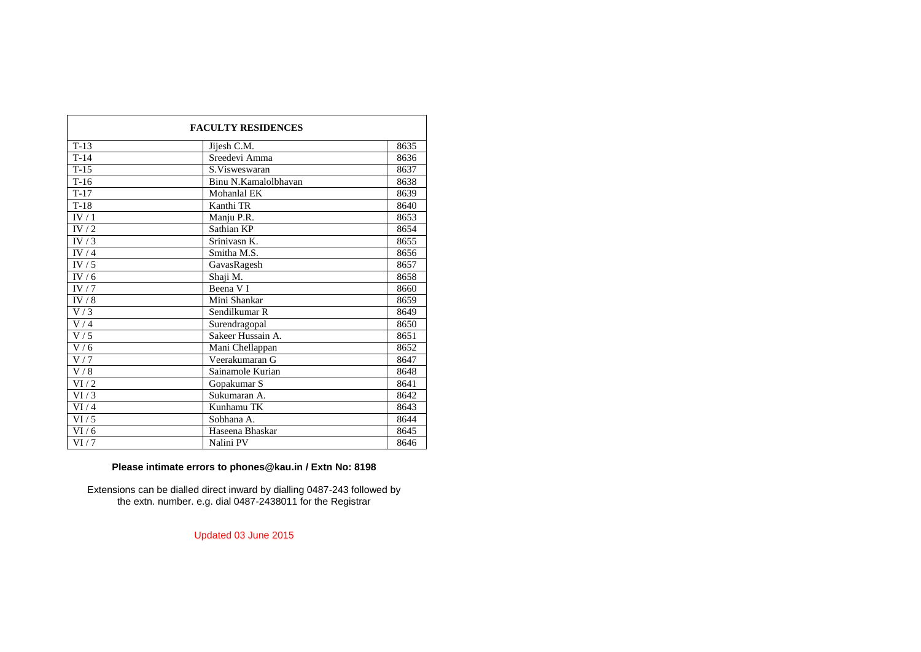| FACULTY RESIDENCES | | |
| --- | --- | --- |
| T-13 | Jijesh C.M. | 8635 |
| T-14 | Sreedevi Amma | 8636 |
| T-15 | S.Visweswaran | 8637 |
| T-16 | Binu N.Kamalolbhavan | 8638 |
| T-17 | Mohanlal EK | 8639 |
| T-18 | Kanthi TR | 8640 |
| IV / 1 | Manju P.R. | 8653 |
| IV / 2 | Sathian KP | 8654 |
| IV / 3 | Srinivasn K. | 8655 |
| IV / 4 | Smitha M.S. | 8656 |
| IV / 5 | GavasRagesh | 8657 |
| IV / 6 | Shaji M. | 8658 |
| IV / 7 | Beena V I | 8660 |
| IV / 8 | Mini Shankar | 8659 |
| V / 3 | Sendilkumar R | 8649 |
| V / 4 | Surendragopal | 8650 |
| V / 5 | Sakeer Hussain A. | 8651 |
| V / 6 | Mani Chellappan | 8652 |
| V / 7 | Veerakumaran G | 8647 |
| V / 8 | Sainamole Kurian | 8648 |
| VI / 2 | Gopakumar S | 8641 |
| VI / 3 | Sukumaran A. | 8642 |
| VI / 4 | Kunhamu TK | 8643 |
| VI / 5 | Sobhana A. | 8644 |
| VI / 6 | Haseena Bhaskar | 8645 |
| VI / 7 | Nalini PV | 8646 |

**Please intimate errors to phones@kau.in / Extn No: 8198**

Extensions can be dialled direct inward by dialling 0487-243 followed by the extn. number. e.g. dial 0487-2438011 for the Registrar

Updated 03 June 2015